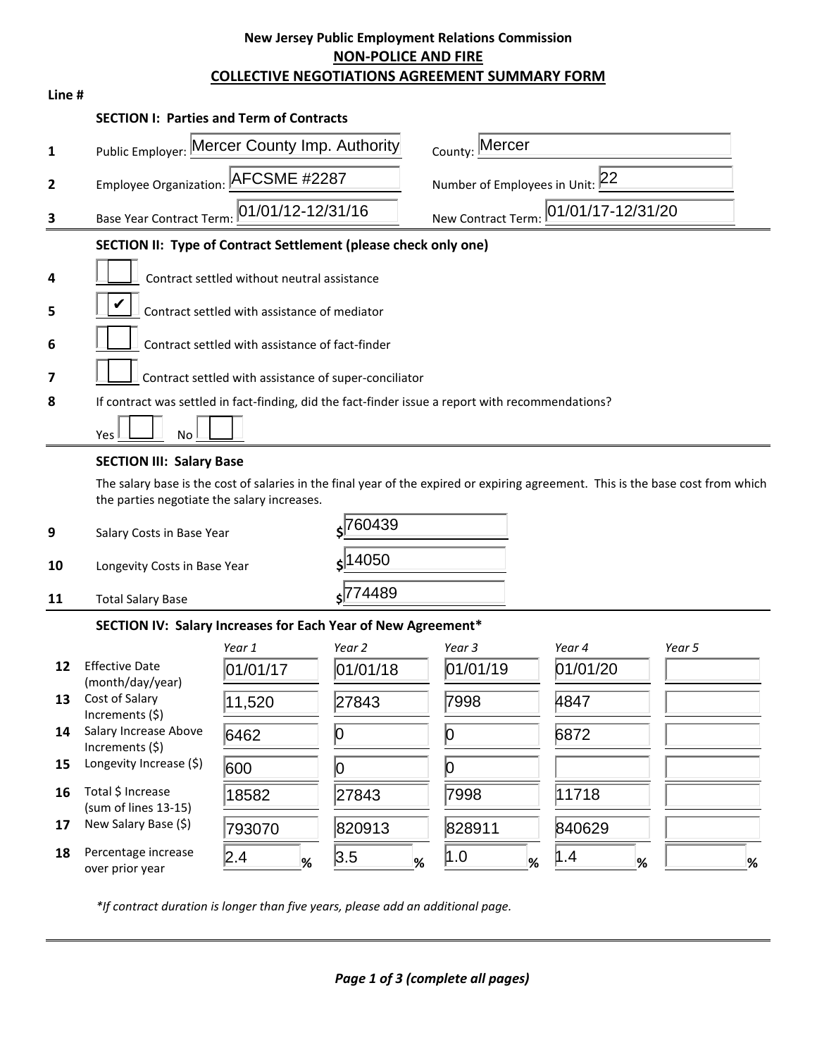# New Jersey Public Employment Relations Commission

## NON-POLICE AND FIRE

## COLLECTIVE NEGOTIATIONS AGREEMENT SUMMARY FORM

**Line #**

### SECTION I: Parties and Term of Contracts

| Line # | | | | |
|---|---|---|---|---|
| 1 | Public Employer: | Mercer County Imp. Authority | County: | Mercer |
| 2 | Employee Organization: | AFCSME #2287 | Number of Employees in Unit: | 22 |
| 3 | Base Year Contract Term: | 01/01/12-12/31/16 | New Contract Term: | 01/01/17-12/31/20 |

### SECTION II: Type of Contract Settlement (please check only one)

4. [ ] Contract settled without neutral assistance
5. [✔] Contract settled with assistance of mediator
6. [ ] Contract settled with assistance of fact-finder
7. [ ] Contract settled with assistance of super-conciliator
8. If contract was settled in fact-finding, did the fact-finder issue a report with recommendations?

   Yes [ ] No [ ]

### SECTION III: Salary Base

The salary base is the cost of salaries in the final year of the expired or expiring agreement. This is the base cost from which the parties negotiate the salary increases.

| Line # | | |
|---|---|---|
| 9 | Salary Costs in Base Year | $760439 |
| 10 | Longevity Costs in Base Year | $14050 |
| 11 | Total Salary Base | $774489 |

### SECTION IV: Salary Increases for Each Year of New Agreement*

| Line # | | Year 1 | Year 2 | Year 3 | Year 4 | Year 5 |
|---|---|---|---|---|---|---|
| 12 | Effective Date (month/day/year) | 01/01/17 | 01/01/18 | 01/01/19 | 01/01/20 | |
| 13 | Cost of Salary Increments ($) | 11,520 | 27843 | 7998 | 4847 | |
| 14 | Salary Increase Above Increments ($) | 6462 | 0 | 0 | 6872 | |
| 15 | Longevity Increase ($) | 600 | 0 | 0 | | |
| 16 | Total $ Increase (sum of lines 13-15) | 18582 | 27843 | 7998 | 11718 | |
| 17 | New Salary Base ($) | 793070 | 820913 | 828911 | 840629 | |
| 18 | Percentage increase over prior year | 2.4 % | 3.5 % | 1.0 % | 1.4 % | % |

*\*If contract duration is longer than five years, please add an additional page.*

***(complete all pages)***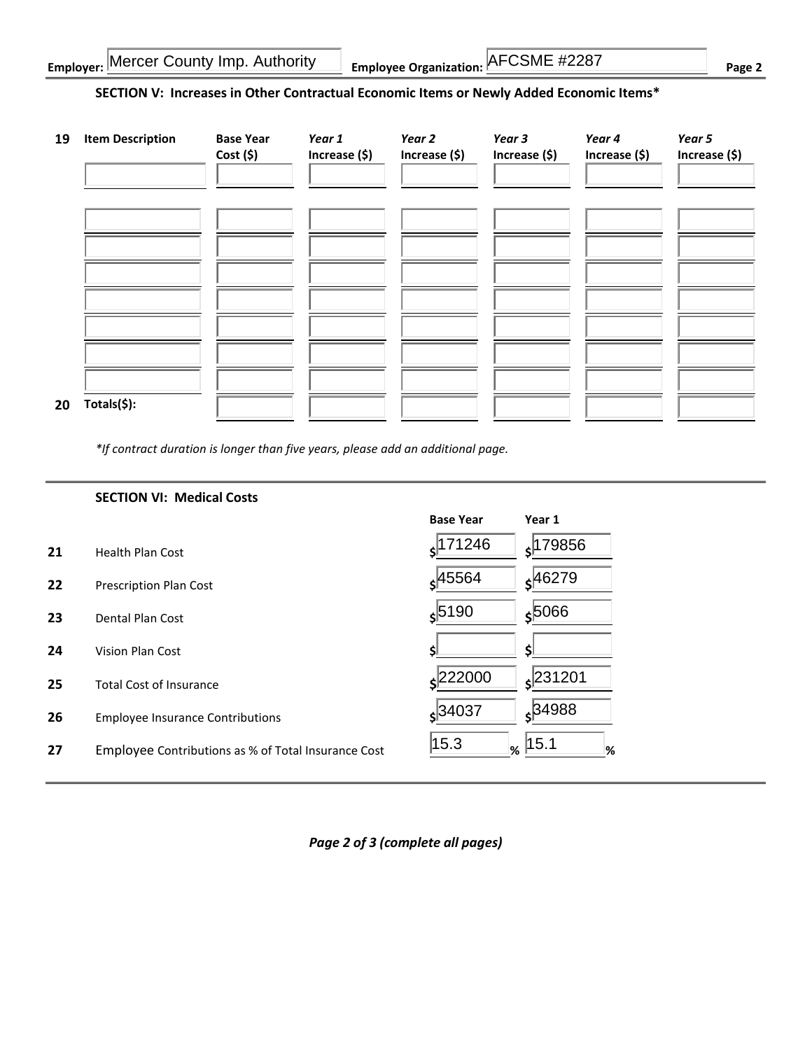**Employer:** Mercer County Imp. Authority **Employee Organization:** AFCSME #2287

### SECTION V: Increases in Other Contractual Economic Items or Newly Added Economic Items*

| 19 | Item Description | Base Year Cost ($) | *Year 1* Increase ($) | *Year 2* Increase ($) | *Year 3* Increase ($) | *Year 4* Increase ($) | *Year 5* Increase ($) |
|---|---|---|---|---|---|---|---|
| | | | | | | | |
| | | | | | | | |
| | | | | | | | |
| | | | | | | | |
| | | | | | | | |
| | | | | | | | |
| | | | | | | | |
| | | | | | | | |
| 20 | Totals($): | | | | | | |

*\*If contract duration is longer than five years, please add an additional page.*

### SECTION VI: Medical Costs

| | | Base Year | Year 1 |
|---|---|---|---|
| 21 | Health Plan Cost | $171246 | $179856 |
| 22 | Prescription Plan Cost | $45564 | $46279 |
| 23 | Dental Plan Cost | $5190 | $5066 |
| 24 | Vision Plan Cost | $ | $ |
| 25 | Total Cost of Insurance | $222000 | $231201 |
| 26 | Employee Insurance Contributions | $34037 | $34988 |
| 27 | Employee Contributions as % of Total Insurance Cost | 15.3 % | 15.1 % |

***Page 2 of 3 (complete all pages)***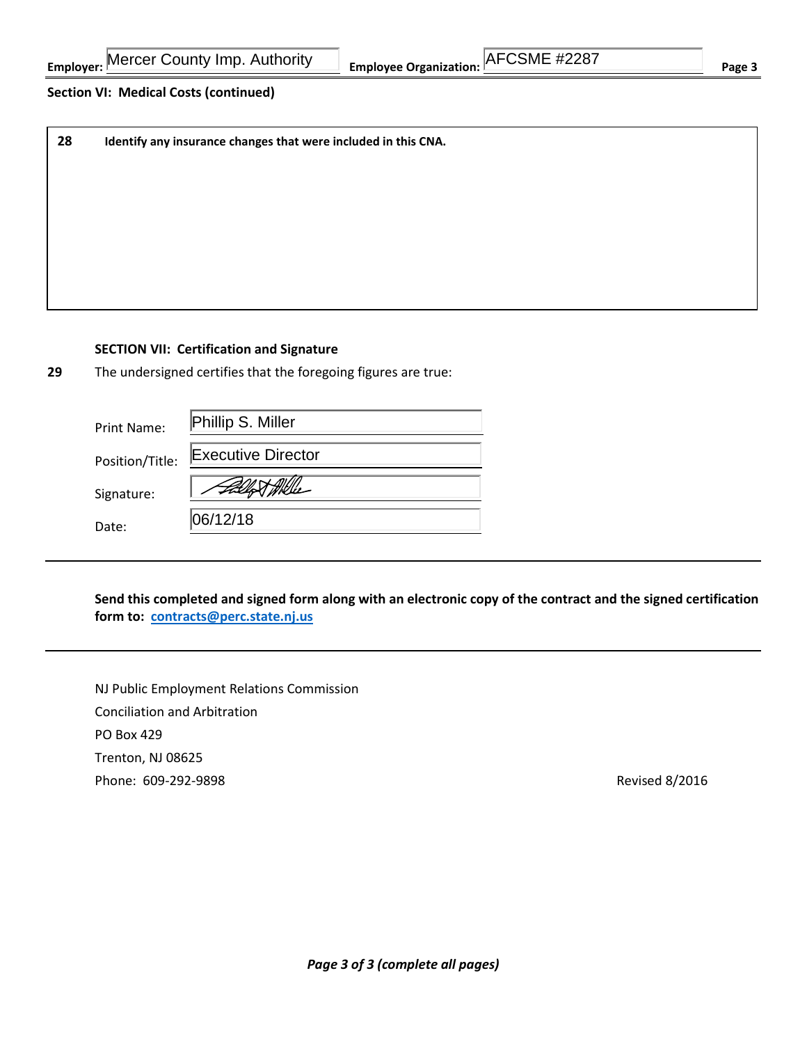Employer: Mercer County Imp. Authority Employee Organization: AFCSME #2287

**Section VI: Medical Costs (continued)**

**28** **Identify any insurance changes that were included in this CNA.**

**SECTION VII: Certification and Signature**

**29** The undersigned certifies that the foregoing figures are true:

| | |
|---|---|
| Print Name: | Phillip S. Miller |
| Position/Title: | Executive Director |
| Signature: | (signature) |
| Date: | 06/12/18 |

**Send this completed and signed form along with an electronic copy of the contract and the signed certification form to: contracts@perc.state.nj.us**

NJ Public Employment Relations Commission
Conciliation and Arbitration
PO Box 429
Trenton, NJ 08625
Phone: 609-292-9898

Revised 8/2016

***Page 3 of 3 (complete all pages)***